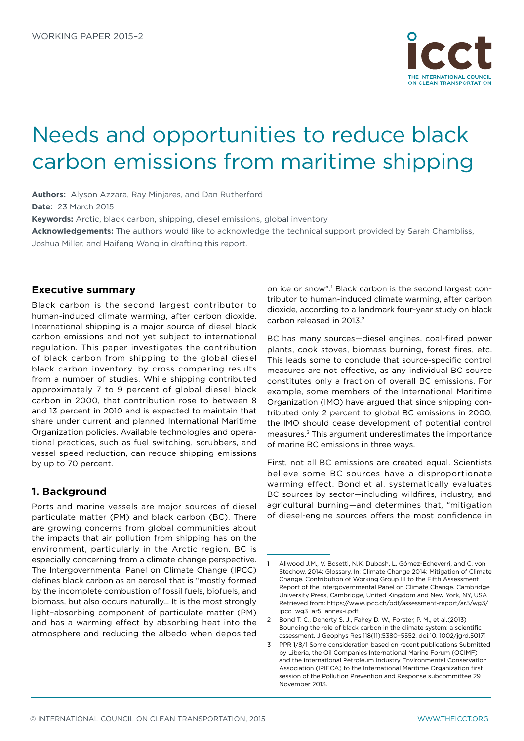WORKING PAPER 2015–2

# Needs and opportunities to reduce black carbon emissions from maritime shipping

**Authors:** Alyson Azzara, Ray Minjares, and Dan Rutherford

**Date:** 23 March 2015

**Keywords:** Arctic, black carbon, shipping, diesel emissions, global inventory

**Acknowledgements:** The authors would like to acknowledge the technical support provided by Sarah Chambliss, Joshua Miller, and Haifeng Wang in drafting this report.

## Executive summary

Black carbon is the second largest contributor to human-induced climate warming, after carbon dioxide. International shipping is a major source of diesel black carbon emissions and not yet subject to international regulation. This paper investigates the contribution of black carbon from shipping to the global diesel black carbon inventory, by cross comparing results from a number of studies. While shipping contributed approximately 7 to 9 percent of global diesel black carbon in 2000, that contribution rose to between 8 and 13 percent in 2010 and is expected to maintain that share under current and planned International Maritime Organization policies. Available technologies and operational practices, such as fuel switching, scrubbers, and vessel speed reduction, can reduce shipping emissions by up to 70 percent.

## 1. Background

Ports and marine vessels are major sources of diesel particulate matter (PM) and black carbon (BC). There are growing concerns from global communities about the impacts that air pollution from shipping has on the environment, particularly in the Arctic region. BC is especially concerning from a climate change perspective. The Intergovernmental Panel on Climate Change (IPCC) defines black carbon as an aerosol that is "mostly formed by the incomplete combustion of fossil fuels, biofuels, and biomass, but also occurs naturally... It is the most strongly light–absorbing component of particulate matter (PM) and has a warming effect by absorbing heat into the atmosphere and reducing the albedo when deposited on ice or snow".[1] Black carbon is the second largest contributor to human-induced climate warming, after carbon dioxide, according to a landmark four-year study on black carbon released in 2013.[2]

BC has many sources—diesel engines, coal-fired power plants, cook stoves, biomass burning, forest fires, etc. This leads some to conclude that source-specific control measures are not effective, as any individual BC source constitutes only a fraction of overall BC emissions. For example, some members of the International Maritime Organization (IMO) have argued that since shipping contributed only 2 percent to global BC emissions in 2000, the IMO should cease development of potential control measures.[3] This argument underestimates the importance of marine BC emissions in three ways.

First, not all BC emissions are created equal. Scientists believe some BC sources have a disproportionate warming effect. Bond et al. systematically evaluates BC sources by sector—including wildfires, industry, and agricultural burning—and determines that, "mitigation of diesel-engine sources offers the most confidence in

---

1 Allwood J.M., V. Bosetti, N.K. Dubash, L. Gómez-Echeverri, and C. von Stechow, 2014: Glossary. In: Climate Change 2014: Mitigation of Climate Change. Contribution of Working Group III to the Fifth Assessment Report of the Intergovernmental Panel on Climate Change. Cambridge University Press, Cambridge, United Kingdom and New York, NY, USA Retrieved from: https://www.ipcc.ch/pdf/assessment-report/ar5/wg3/ipcc_wg3_ar5_annex-i.pdf

2 Bond T. C., Doherty S. J., Fahey D. W., Forster, P. M., et al.(2013) Bounding the role of black carbon in the climate system: a scientific assessment. J Geophys Res 118(11):5380–5552. doi:10. 1002/jgrd.50171

3 PPR 1/8/1 Some consideration based on recent publications Submitted by Liberia, the Oil Companies International Marine Forum (OCIMF) and the International Petroleum Industry Environmental Conservation Association (IPIECA) to the International Maritime Organization first session of the Pollution Prevention and Response subcommittee 29 November 2013.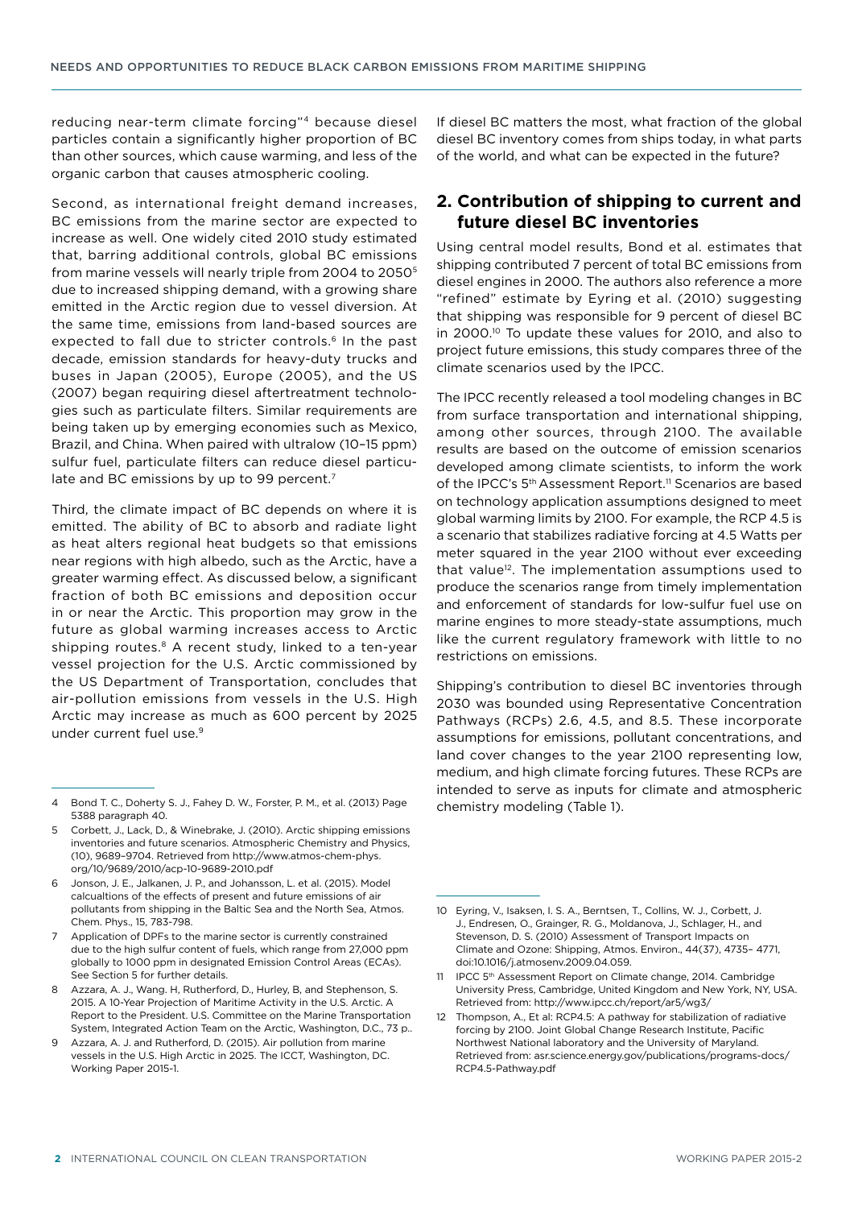reducing near-term climate forcing"[4] because diesel particles contain a significantly higher proportion of BC than other sources, which cause warming, and less of the organic carbon that causes atmospheric cooling.

Second, as international freight demand increases, BC emissions from the marine sector are expected to increase as well. One widely cited 2010 study estimated that, barring additional controls, global BC emissions from marine vessels will nearly triple from 2004 to 2050[5] due to increased shipping demand, with a growing share emitted in the Arctic region due to vessel diversion. At the same time, emissions from land-based sources are expected to fall due to stricter controls.[6] In the past decade, emission standards for heavy-duty trucks and buses in Japan (2005), Europe (2005), and the US (2007) began requiring diesel aftertreatment technologies such as particulate filters. Similar requirements are being taken up by emerging economies such as Mexico, Brazil, and China. When paired with ultralow (10–15 ppm) sulfur fuel, particulate filters can reduce diesel particulate and BC emissions by up to 99 percent.[7]

Third, the climate impact of BC depends on where it is emitted. The ability of BC to absorb and radiate light as heat alters regional heat budgets so that emissions near regions with high albedo, such as the Arctic, have a greater warming effect. As discussed below, a significant fraction of both BC emissions and deposition occur in or near the Arctic. This proportion may grow in the future as global warming increases access to Arctic shipping routes.[8] A recent study, linked to a ten-year vessel projection for the U.S. Arctic commissioned by the US Department of Transportation, concludes that air-pollution emissions from vessels in the U.S. High Arctic may increase as much as 600 percent by 2025 under current fuel use.[9]

If diesel BC matters the most, what fraction of the global diesel BC inventory comes from ships today, in what parts of the world, and what can be expected in the future?

## 2. Contribution of shipping to current and future diesel BC inventories

Using central model results, Bond et al. estimates that shipping contributed 7 percent of total BC emissions from diesel engines in 2000. The authors also reference a more "refined" estimate by Eyring et al. (2010) suggesting that shipping was responsible for 9 percent of diesel BC in 2000.[10] To update these values for 2010, and also to project future emissions, this study compares three of the climate scenarios used by the IPCC.

The IPCC recently released a tool modeling changes in BC from surface transportation and international shipping, among other sources, through 2100. The available results are based on the outcome of emission scenarios developed among climate scientists, to inform the work of the IPCC's 5th Assessment Report.[11] Scenarios are based on technology application assumptions designed to meet global warming limits by 2100. For example, the RCP 4.5 is a scenario that stabilizes radiative forcing at 4.5 Watts per meter squared in the year 2100 without ever exceeding that value[12]. The implementation assumptions used to produce the scenarios range from timely implementation and enforcement of standards for low-sulfur fuel use on marine engines to more steady-state assumptions, much like the current regulatory framework with little to no restrictions on emissions.

Shipping's contribution to diesel BC inventories through 2030 was bounded using Representative Concentration Pathways (RCPs) 2.6, 4.5, and 8.5. These incorporate assumptions for emissions, pollutant concentrations, and land cover changes to the year 2100 representing low, medium, and high climate forcing futures. These RCPs are intended to serve as inputs for climate and atmospheric chemistry modeling (Table 1).

---

4 Bond T. C., Doherty S. J., Fahey D. W., Forster, P. M., et al. (2013) Page 5388 paragraph 40.

5 Corbett, J., Lack, D., & Winebrake, J. (2010). Arctic shipping emissions inventories and future scenarios. Atmospheric Chemistry and Physics, (10), 9689–9704. Retrieved from http://www.atmos-chem-phys.org/10/9689/2010/acp-10-9689-2010.pdf

6 Jonson, J. E., Jalkanen, J. P., and Johansson, L. et al. (2015). Model calcualtions of the effects of present and future emissions of air pollutants from shipping in the Baltic Sea and the North Sea, Atmos. Chem. Phys., 15, 783-798.

7 Application of DPFs to the marine sector is currently constrained due to the high sulfur content of fuels, which range from 27,000 ppm globally to 1000 ppm in designated Emission Control Areas (ECAs). See Section 5 for further details.

8 Azzara, A. J., Wang. H, Rutherford, D., Hurley, B, and Stephenson, S. 2015. A 10-Year Projection of Maritime Activity in the U.S. Arctic. A Report to the President. U.S. Committee on the Marine Transportation System, Integrated Action Team on the Arctic, Washington, D.C., 73 p..

9 Azzara, A. J. and Rutherford, D. (2015). Air pollution from marine vessels in the U.S. High Arctic in 2025. The ICCT, Washington, DC. Working Paper 2015-1.

10 Eyring, V., Isaksen, I. S. A., Berntsen, T., Collins, W. J., Corbett, J. J., Endresen, O., Grainger, R. G., Moldanova, J., Schlager, H., and Stevenson, D. S. (2010) Assessment of Transport Impacts on Climate and Ozone: Shipping, Atmos. Environ., 44(37), 4735– 4771, doi:10.1016/j.atmosenv.2009.04.059.

11 IPCC 5th Assessment Report on Climate change, 2014. Cambridge University Press, Cambridge, United Kingdom and New York, NY, USA. Retrieved from: http://www.ipcc.ch/report/ar5/wg3/

12 Thompson, A., Et al: RCP4.5: A pathway for stabilization of radiative forcing by 2100. Joint Global Change Research Institute, Pacific Northwest National laboratory and the University of Maryland. Retrieved from: asr.science.energy.gov/publications/programs-docs/RCP4.5-Pathway.pdf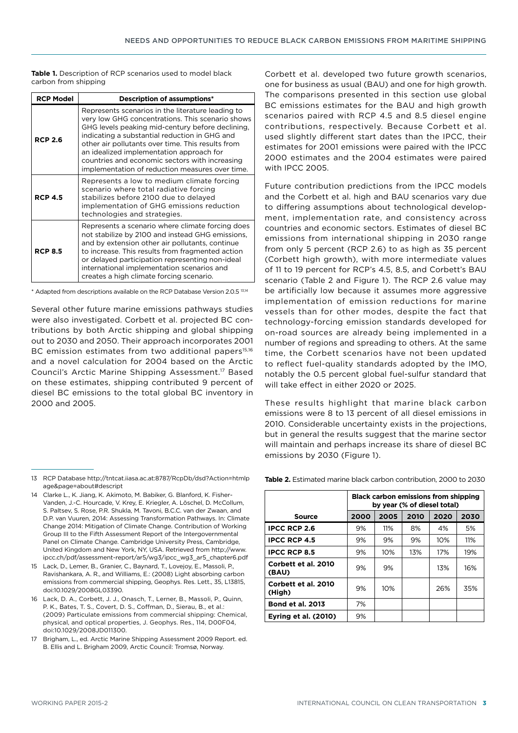**Table 1.** Description of RCP scenarios used to model black carbon from shipping

| RCP Model | Description of assumptions* |
|---|---|
| **RCP 2.6** | Represents scenarios in the literature leading to very low GHG concentrations. This scenario shows GHG levels peaking mid-century before declining, indicating a substantial reduction in GHG and other air pollutants over time. This results from an idealized implementation approach for countries and economic sectors with increasing implementation of reduction measures over time. |
| **RCP 4.5** | Represents a low to medium climate forcing scenario where total radiative forcing stabilizes before 2100 due to delayed implementation of GHG emissions reduction technologies and strategies. |
| **RCP 8.5** | Represents a scenario where climate forcing does not stabilize by 2100 and instead GHG emissions, and by extension other air pollutants, continue to increase. This results from fragmented action or delayed participation representing non-ideal international implementation scenarios and creates a high climate forcing scenario. |

\* Adapted from descriptions available on the RCP Database Version 2.0.5 [13,14]

Several other future marine emissions pathways studies were also investigated. Corbett et al. projected BC contributions by both Arctic shipping and global shipping out to 2030 and 2050. Their approach incorporates 2001 BC emission estimates from two additional papers[15,16] and a novel calculation for 2004 based on the Arctic Council's Arctic Marine Shipping Assessment.[17] Based on these estimates, shipping contributed 9 percent of diesel BC emissions to the total global BC inventory in 2000 and 2005.

Corbett et al. developed two future growth scenarios, one for business as usual (BAU) and one for high growth. The comparisons presented in this section use global BC emissions estimates for the BAU and high growth scenarios paired with RCP 4.5 and 8.5 diesel engine contributions, respectively. Because Corbett et al. used slightly different start dates than the IPCC, their estimates for 2001 emissions were paired with the IPCC 2000 estimates and the 2004 estimates were paired with IPCC 2005.

Future contribution predictions from the IPCC models and the Corbett et al. high and BAU scenarios vary due to differing assumptions about technological development, implementation rate, and consistency across countries and economic sectors. Estimates of diesel BC emissions from international shipping in 2030 range from only 5 percent (RCP 2.6) to as high as 35 percent (Corbett high growth), with more intermediate values of 11 to 19 percent for RCP's 4.5, 8.5, and Corbett's BAU scenario (Table 2 and Figure 1). The RCP 2.6 value may be artificially low because it assumes more aggressive implementation of emission reductions for marine vessels than for other modes, despite the fact that technology-forcing emission standards developed for on-road sources are already being implemented in a number of regions and spreading to others. At the same time, the Corbett scenarios have not been updated to reflect fuel-quality standards adopted by the IMO, notably the 0.5 percent global fuel-sulfur standard that will take effect in either 2020 or 2025.

These results highlight that marine black carbon emissions were 8 to 13 percent of all diesel emissions in 2010. Considerable uncertainty exists in the projections, but in general the results suggest that the marine sector will maintain and perhaps increase its share of diesel BC emissions by 2030 (Figure 1).

**Table 2.** Estimated marine black carbon contribution, 2000 to 2030

| | Black carbon emissions from shipping by year (% of diesel total) | | | | |
|---|---|---|---|---|---|
| **Source** | **2000** | **2005** | **2010** | **2020** | **2030** |
| **IPCC RCP 2.6** | 9% | 11% | 8% | 4% | 5% |
| **IPCC RCP 4.5** | 9% | 9% | 9% | 10% | 11% |
| **IPCC RCP 8.5** | 9% | 10% | 13% | 17% | 19% |
| **Corbett et al. 2010 (BAU)** | 9% | 9% | | 13% | 16% |
| **Corbett et al. 2010 (High)** | 9% | 10% | | 26% | 35% |
| **Bond et al. 2013** | 7% | | | | |
| **Eyring et al. (2010)** | 9% | | | | |

13 RCP Database http://tntcat.iiasa.ac.at:8787/RcpDb/dsd?Action=htmlpage&page=about#descript

14 Clarke L., K. Jiang, K. Akimoto, M. Babiker, G. Blanford, K. Fisher-Vanden, J.-C. Hourcade, V. Krey, E. Kriegler, A. Löschel, D. McCollum, S. Paltsev, S. Rose, P.R. Shukla, M. Tavoni, B.C.C. van der Zwaan, and D.P. van Vuuren, 2014: Assessing Transformation Pathways. In: Climate Change 2014: Mitigation of Climate Change. Contribution of Working Group III to the Fifth Assessment Report of the Intergovernmental Panel on Climate Change. Cambridge University Press, Cambridge, United Kingdom and New York, NY, USA. Retrieved from http://www.ipcc.ch/pdf/assessment-report/ar5/wg3/ipcc_wg3_ar5_chapter6.pdf

15 Lack, D., Lerner, B., Granier, C., Baynard, T., Lovejoy, E., Massoli, P., Ravishankara, A. R., and Williams, E.: (2008) Light absorbing carbon emissions from commercial shipping, Geophys. Res. Lett., 35, L13815, doi:10.1029/2008GL033390.

16 Lack, D. A., Corbett, J. J., Onasch, T., Lerner, B., Massoli, P., Quinn, P. K., Bates, T. S., Covert, D. S., Coffman, D., Sierau, B., et al.: (2009) Particulate emissions from commercial shipping: Chemical, physical, and optical properties, J. Geophys. Res., 114, D00F04, doi:10.1029/2008JD011300.

17 Brigham, L., ed. Arctic Marine Shipping Assessment 2009 Report. ed. B. Ellis and L. Brigham 2009, Arctic Council: Tromsø, Norway.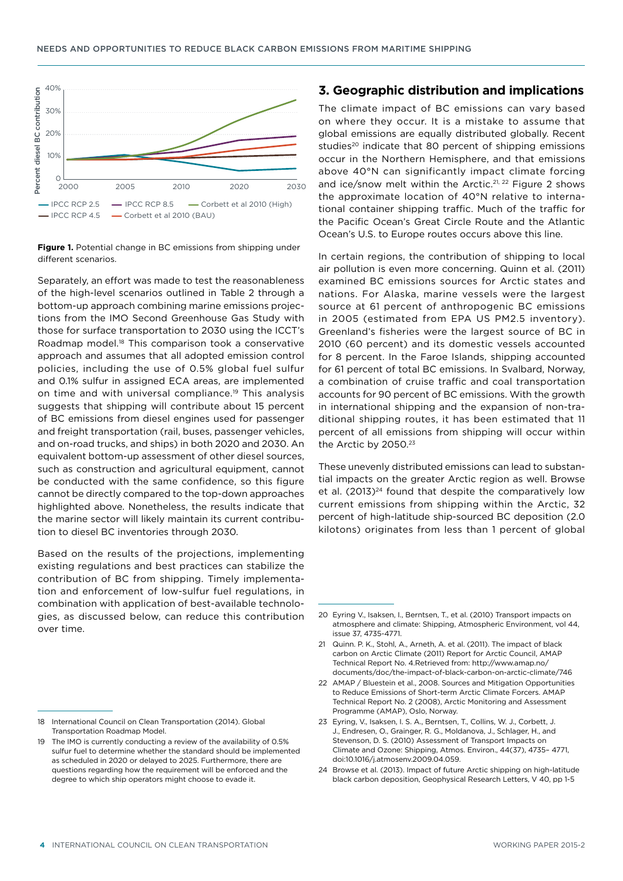Figure 1. Potential change in BC emissions from shipping under different scenarios.

Separately, an effort was made to test the reasonableness of the high-level scenarios outlined in Table 2 through a bottom-up approach combining marine emissions projections from the IMO Second Greenhouse Gas Study with those for surface transportation to 2030 using the ICCT's Roadmap model.[18] This comparison took a conservative approach and assumes that all adopted emission control policies, including the use of 0.5% global fuel sulfur and 0.1% sulfur in assigned ECA areas, are implemented on time and with universal compliance.[19] This analysis suggests that shipping will contribute about 15 percent of BC emissions from diesel engines used for passenger and freight transportation (rail, buses, passenger vehicles, and on-road trucks, and ships) in both 2020 and 2030. An equivalent bottom-up assessment of other diesel sources, such as construction and agricultural equipment, cannot be conducted with the same confidence, so this figure cannot be directly compared to the top-down approaches highlighted above. Nonetheless, the results indicate that the marine sector will likely maintain its current contribution to diesel BC inventories through 2030.

Based on the results of the projections, implementing existing regulations and best practices can stabilize the contribution of BC from shipping. Timely implementation and enforcement of low-sulfur fuel regulations, in combination with application of best-available technologies, as discussed below, can reduce this contribution over time.

## 3. Geographic distribution and implications

The climate impact of BC emissions can vary based on where they occur. It is a mistake to assume that global emissions are equally distributed globally. Recent studies[20] indicate that 80 percent of shipping emissions occur in the Northern Hemisphere, and that emissions above 40°N can significantly impact climate forcing and ice/snow melt within the Arctic.[21, 22] Figure 2 shows the approximate location of 40°N relative to international container shipping traffic. Much of the traffic for the Pacific Ocean's Great Circle Route and the Atlantic Ocean's U.S. to Europe routes occurs above this line.

In certain regions, the contribution of shipping to local air pollution is even more concerning. Quinn et al. (2011) examined BC emissions sources for Arctic states and nations. For Alaska, marine vessels were the largest source at 61 percent of anthropogenic BC emissions in 2005 (estimated from EPA US PM2.5 inventory). Greenland's fisheries were the largest source of BC in 2010 (60 percent) and its domestic vessels accounted for 8 percent. In the Faroe Islands, shipping accounted for 61 percent of total BC emissions. In Svalbard, Norway, a combination of cruise traffic and coal transportation accounts for 90 percent of BC emissions. With the growth in international shipping and the expansion of non-traditional shipping routes, it has been estimated that 11 percent of all emissions from shipping will occur within the Arctic by 2050.[23]

These unevenly distributed emissions can lead to substantial impacts on the greater Arctic region as well. Browse et al. (2013)[24] found that despite the comparatively low current emissions from shipping within the Arctic, 32 percent of high-latitude ship-sourced BC deposition (2.0 kilotons) originates from less than 1 percent of global

---

18 International Council on Clean Transportation (2014). Global Transportation Roadmap Model.

19 The IMO is currently conducting a review of the availability of 0.5% sulfur fuel to determine whether the standard should be implemented as scheduled in 2020 or delayed to 2025. Furthermore, there are questions regarding how the requirement will be enforced and the degree to which ship operators might choose to evade it.

20 Eyring V., Isaksen, I., Berntsen, T., et al. (2010) Transport impacts on atmosphere and climate: Shipping, Atmospheric Environment, vol 44, issue 37, 4735-4771.

21 Quinn. P. K., Stohl, A., Arneth, A. et al. (2011). The impact of black carbon on Arctic Climate (2011) Report for Arctic Council, AMAP Technical Report No. 4.Retrieved from: http://www.amap.no/documents/doc/the-impact-of-black-carbon-on-arctic-climate/746

22 AMAP / Bluestein et al., 2008. Sources and Mitigation Opportunities to Reduce Emissions of Short-term Arctic Climate Forcers. AMAP Technical Report No. 2 (2008), Arctic Monitoring and Assessment Programme (AMAP), Oslo, Norway.

23 Eyring, V., Isaksen, I. S. A., Berntsen, T., Collins, W. J., Corbett, J. J., Endresen, O., Grainger, R. G., Moldanova, J., Schlager, H., and Stevenson, D. S. (2010) Assessment of Transport Impacts on Climate and Ozone: Shipping, Atmos. Environ., 44(37), 4735– 4771, doi:10.1016/j.atmosenv.2009.04.059.

24 Browse et al. (2013). Impact of future Arctic shipping on high-latitude black carbon deposition, Geophysical Research Letters, V 40, pp 1-5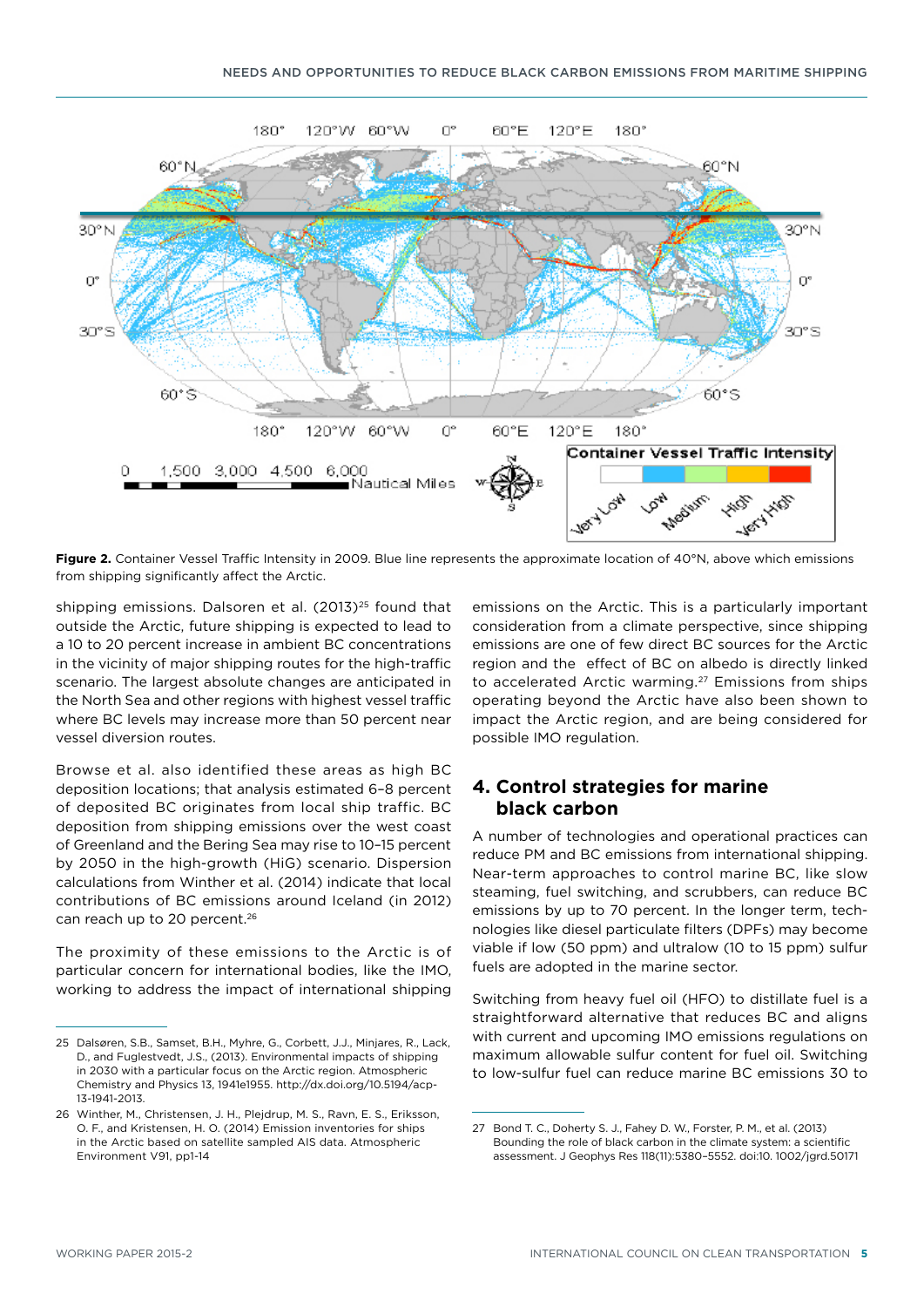**Figure 2.** Container Vessel Traffic Intensity in 2009. Blue line represents the approximate location of 40°N, above which emissions from shipping significantly affect the Arctic.

shipping emissions. Dalsoren et al. (2013)[25] found that outside the Arctic, future shipping is expected to lead to a 10 to 20 percent increase in ambient BC concentrations in the vicinity of major shipping routes for the high-traffic scenario. The largest absolute changes are anticipated in the North Sea and other regions with highest vessel traffic where BC levels may increase more than 50 percent near vessel diversion routes.

Browse et al. also identified these areas as high BC deposition locations; that analysis estimated 6–8 percent of deposited BC originates from local ship traffic. BC deposition from shipping emissions over the west coast of Greenland and the Bering Sea may rise to 10–15 percent by 2050 in the high-growth (HiG) scenario. Dispersion calculations from Winther et al. (2014) indicate that local contributions of BC emissions around Iceland (in 2012) can reach up to 20 percent.[26]

The proximity of these emissions to the Arctic is of particular concern for international bodies, like the IMO, working to address the impact of international shipping emissions on the Arctic. This is a particularly important consideration from a climate perspective, since shipping emissions are one of few direct BC sources for the Arctic region and the effect of BC on albedo is directly linked to accelerated Arctic warming.[27] Emissions from ships operating beyond the Arctic have also been shown to impact the Arctic region, and are being considered for possible IMO regulation.

## 4. Control strategies for marine black carbon

A number of technologies and operational practices can reduce PM and BC emissions from international shipping. Near-term approaches to control marine BC, like slow steaming, fuel switching, and scrubbers, can reduce BC emissions by up to 70 percent. In the longer term, technologies like diesel particulate filters (DPFs) may become viable if low (50 ppm) and ultralow (10 to 15 ppm) sulfur fuels are adopted in the marine sector.

Switching from heavy fuel oil (HFO) to distillate fuel is a straightforward alternative that reduces BC and aligns with current and upcoming IMO emissions regulations on maximum allowable sulfur content for fuel oil. Switching to low-sulfur fuel can reduce marine BC emissions 30 to

---

25 Dalsøren, S.B., Samset, B.H., Myhre, G., Corbett, J.J., Minjares, R., Lack, D., and Fuglestvedt, J.S., (2013). Environmental impacts of shipping in 2030 with a particular focus on the Arctic region. Atmospheric Chemistry and Physics 13, 1941e1955. http://dx.doi.org/10.5194/acp-13-1941-2013.

26 Winther, M., Christensen, J. H., Plejdrup, M. S., Ravn, E. S., Eriksson, O. F., and Kristensen, H. O. (2014) Emission inventories for ships in the Arctic based on satellite sampled AIS data. Atmospheric Environment V91, pp1-14

27 Bond T. C., Doherty S. J., Fahey D. W., Forster, P. M., et al. (2013) Bounding the role of black carbon in the climate system: a scientific assessment. J Geophys Res 118(11):5380–5552. doi:10. 1002/jgrd.50171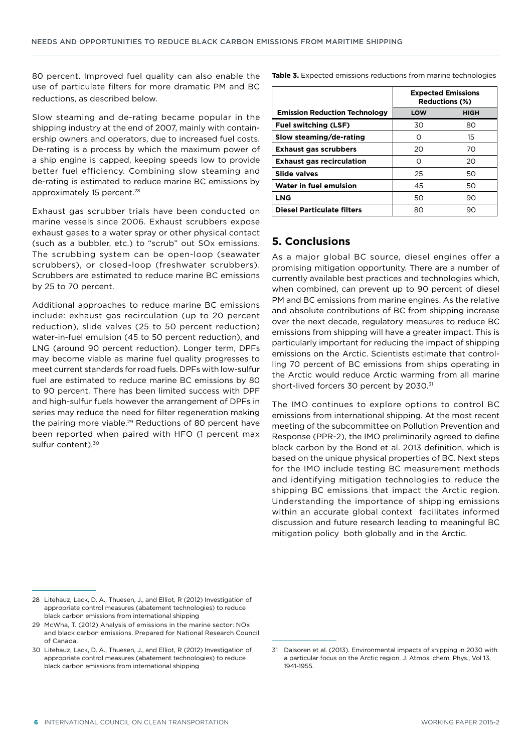80 percent. Improved fuel quality can also enable the use of particulate filters for more dramatic PM and BC reductions, as described below.

Slow steaming and de-rating became popular in the shipping industry at the end of 2007, mainly with containership owners and operators, due to increased fuel costs. De-rating is a process by which the maximum power of a ship engine is capped, keeping speeds low to provide better fuel efficiency. Combining slow steaming and de-rating is estimated to reduce marine BC emissions by approximately 15 percent.[28]

Exhaust gas scrubber trials have been conducted on marine vessels since 2006. Exhaust scrubbers expose exhaust gases to a water spray or other physical contact (such as a bubbler, etc.) to "scrub" out SOx emissions. The scrubbing system can be open-loop (seawater scrubbers), or closed-loop (freshwater scrubbers). Scrubbers are estimated to reduce marine BC emissions by 25 to 70 percent.

Additional approaches to reduce marine BC emissions include: exhaust gas recirculation (up to 20 percent reduction), slide valves (25 to 50 percent reduction) water-in-fuel emulsion (45 to 50 percent reduction), and LNG (around 90 percent reduction). Longer term, DPFs may become viable as marine fuel quality progresses to meet current standards for road fuels. DPFs with low-sulfur fuel are estimated to reduce marine BC emissions by 80 to 90 percent. There has been limited success with DPF and high-sulfur fuels however the arrangement of DPFs in series may reduce the need for filter regeneration making the pairing more viable.[29] Reductions of 80 percent have been reported when paired with HFO (1 percent max sulfur content).[30]

**Table 3.** Expected emissions reductions from marine technologies

| | Expected Emissions Reductions (%) | |
|---|---|---|
| **Emission Reduction Technology** | **LOW** | **HIGH** |
| **Fuel switching (LSF)** | 30 | 80 |
| **Slow steaming/de-rating** | 0 | 15 |
| **Exhaust gas scrubbers** | 20 | 70 |
| **Exhaust gas recirculation** | 0 | 20 |
| **Slide valves** | 25 | 50 |
| **Water in fuel emulsion** | 45 | 50 |
| **LNG** | 50 | 90 |
| **Diesel Particulate filters** | 80 | 90 |

## 5. Conclusions

As a major global BC source, diesel engines offer a promising mitigation opportunity. There are a number of currently available best practices and technologies which, when combined, can prevent up to 90 percent of diesel PM and BC emissions from marine engines. As the relative and absolute contributions of BC from shipping increase over the next decade, regulatory measures to reduce BC emissions from shipping will have a greater impact. This is particularly important for reducing the impact of shipping emissions on the Arctic. Scientists estimate that controlling 70 percent of BC emissions from ships operating in the Arctic would reduce Arctic warming from all marine short-lived forcers 30 percent by 2030.[31]

The IMO continues to explore options to control BC emissions from international shipping. At the most recent meeting of the subcommittee on Pollution Prevention and Response (PPR-2), the IMO preliminarily agreed to define black carbon by the Bond et al. 2013 definition, which is based on the unique physical properties of BC. Next steps for the IMO include testing BC measurement methods and identifying mitigation technologies to reduce the shipping BC emissions that impact the Arctic region. Understanding the importance of shipping emissions within an accurate global context facilitates informed discussion and future research leading to meaningful BC mitigation policy both globally and in the Arctic.

28 Litehauz, Lack, D. A., Thuesen, J., and Elliot, R (2012) Investigation of appropriate control measures (abatement technologies) to reduce black carbon emissions from international shipping

29 McWha, T. (2012) Analysis of emissions in the marine sector: NOx and black carbon emissions. Prepared for National Research Council of Canada.

30 Litehauz, Lack, D. A., Thuesen, J., and Elliot, R (2012) Investigation of appropriate control measures (abatement technologies) to reduce black carbon emissions from international shipping

31 Dalsoren et al. (2013). Environmental impacts of shipping in 2030 with a particular focus on the Arctic region. J. Atmos. chem. Phys., Vol 13, 1941-1955.